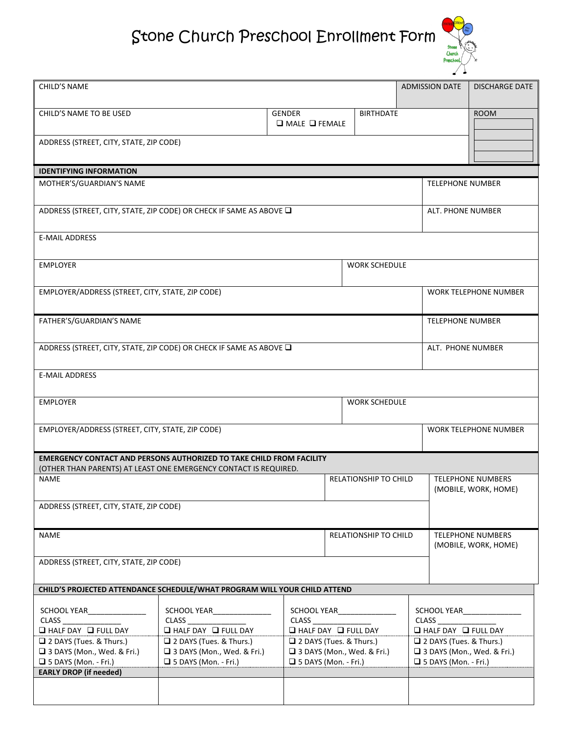# Stone Church Preschool Enrollment Form

| CHILD'S NAME | | | ADMISSION DATE | DISCHARGE DATE |
|---|---|---|---|---|
| CHILD'S NAME TO BE USED | GENDER ❑ MALE ❑ FEMALE | BIRTHDATE | | ROOM |
| ADDRESS (STREET, CITY, STATE, ZIP CODE) | | | | |

**IDENTIFYING INFORMATION**

| MOTHER'S/GUARDIAN'S NAME | | TELEPHONE NUMBER |
|---|---|---|
| ADDRESS (STREET, CITY, STATE, ZIP CODE) OR CHECK IF SAME AS ABOVE ❑ | | ALT. PHONE NUMBER |
| E-MAIL ADDRESS | | |
| EMPLOYER | WORK SCHEDULE | |
| EMPLOYER/ADDRESS (STREET, CITY, STATE, ZIP CODE) | | WORK TELEPHONE NUMBER |
| FATHER'S/GUARDIAN'S NAME | | TELEPHONE NUMBER |
| ADDRESS (STREET, CITY, STATE, ZIP CODE) OR CHECK IF SAME AS ABOVE ❑ | | ALT. PHONE NUMBER |
| E-MAIL ADDRESS | | |
| EMPLOYER | WORK SCHEDULE | |
| EMPLOYER/ADDRESS (STREET, CITY, STATE, ZIP CODE) | | WORK TELEPHONE NUMBER |

**EMERGENCY CONTACT AND PERSONS AUTHORIZED TO TAKE CHILD FROM FACILITY**
(OTHER THAN PARENTS) AT LEAST ONE EMERGENCY CONTACT IS REQUIRED.

| NAME | RELATIONSHIP TO CHILD | TELEPHONE NUMBERS (MOBILE, WORK, HOME) |
|---|---|---|
| ADDRESS (STREET, CITY, STATE, ZIP CODE) | | |
| NAME | RELATIONSHIP TO CHILD | TELEPHONE NUMBERS (MOBILE, WORK, HOME) |
| ADDRESS (STREET, CITY, STATE, ZIP CODE) | | |

**CHILD'S PROJECTED ATTENDANCE SCHEDULE/WHAT PROGRAM WILL YOUR CHILD ATTEND**

| SCHOOL YEAR______________ CLASS _______________ ❑ HALF DAY ❑ FULL DAY | SCHOOL YEAR______________ CLASS _______________ ❑ HALF DAY ❑ FULL DAY | SCHOOL YEAR______________ CLASS _______________ ❑ HALF DAY ❑ FULL DAY | SCHOOL YEAR______________ CLASS _______________ ❑ HALF DAY ❑ FULL DAY |
|---|---|---|---|
| ❑ 2 DAYS (Tues. & Thurs.) ❑ 3 DAYS (Mon., Wed. & Fri.) ❑ 5 DAYS (Mon. - Fri.) | ❑ 2 DAYS (Tues. & Thurs.) ❑ 3 DAYS (Mon., Wed. & Fri.) ❑ 5 DAYS (Mon. - Fri.) | ❑ 2 DAYS (Tues. & Thurs.) ❑ 3 DAYS (Mon., Wed. & Fri.) ❑ 5 DAYS (Mon. - Fri.) | ❑ 2 DAYS (Tues. & Thurs.) ❑ 3 DAYS (Mon., Wed. & Fri.) ❑ 5 DAYS (Mon. - Fri.) |
| **EARLY DROP (if needed)** | | | |
| | | | |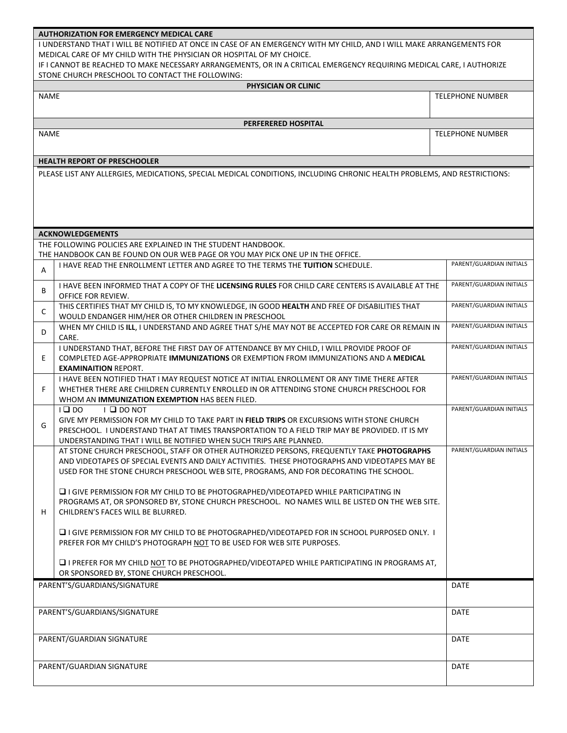## AUTHORIZATION FOR EMERGENCY MEDICAL CARE

I UNDERSTAND THAT I WILL BE NOTIFIED AT ONCE IN CASE OF AN EMERGENCY WITH MY CHILD, AND I WILL MAKE ARRANGEMENTS FOR MEDICAL CARE OF MY CHILD WITH THE PHYSICIAN OR HOSPITAL OF MY CHOICE.
IF I CANNOT BE REACHED TO MAKE NECESSARY ARRANGEMENTS, OR IN A CRITICAL EMERGENCY REQUIRING MEDICAL CARE, I AUTHORIZE STONE CHURCH PRESCHOOL TO CONTACT THE FOLLOWING:

**PHYSICIAN OR CLINIC**

| NAME | TELEPHONE NUMBER |
|---|---|
| | |

**PERFERERED HOSPITAL**

| NAME | TELEPHONE NUMBER |
|---|---|
| | |

## HEALTH REPORT OF PRESCHOOLER

PLEASE LIST ANY ALLERGIES, MEDICATIONS, SPECIAL MEDICAL CONDITIONS, INCLUDING CHRONIC HEALTH PROBLEMS, AND RESTRICTIONS:

## ACKNOWLEDGEMENTS

THE FOLLOWING POLICIES ARE EXPLAINED IN THE STUDENT HANDBOOK.
THE HANDBOOK CAN BE FOUND ON OUR WEB PAGE OR YOU MAY PICK ONE UP IN THE OFFICE.

| | | |
|---|---|---|
| A | I HAVE READ THE ENROLLMENT LETTER AND AGREE TO THE TERMS THE **TUITION** SCHEDULE. | PARENT/GUARDIAN INITIALS |
| B | I HAVE BEEN INFORMED THAT A COPY OF THE **LICENSING RULES** FOR CHILD CARE CENTERS IS AVAILABLE AT THE OFFICE FOR REVIEW. | PARENT/GUARDIAN INITIALS |
| C | THIS CERTIFIES THAT MY CHILD IS, TO MY KNOWLEDGE, IN GOOD **HEALTH** AND FREE OF DISABILITIES THAT WOULD ENDANGER HIM/HER OR OTHER CHILDREN IN PRESCHOOL | PARENT/GUARDIAN INITIALS |
| D | WHEN MY CHILD IS **ILL**, I UNDERSTAND AND AGREE THAT S/HE MAY NOT BE ACCEPTED FOR CARE OR REMAIN IN CARE. | PARENT/GUARDIAN INITIALS |
| E | I UNDERSTAND THAT, BEFORE THE FIRST DAY OF ATTENDANCE BY MY CHILD, I WILL PROVIDE PROOF OF COMPLETED AGE-APPROPRIATE **IMMUNIZATIONS** OR EXEMPTION FROM IMMUNIZATIONS AND A **MEDICAL EXAMINAITION** REPORT. | PARENT/GUARDIAN INITIALS |
| F | I HAVE BEEN NOTIFIED THAT I MAY REQUEST NOTICE AT INITIAL ENROLLMENT OR ANY TIME THERE AFTER WHETHER THERE ARE CHILDREN CURRENTLY ENROLLED IN OR ATTENDING STONE CHURCH PRESCHOOL FOR WHOM AN **IMMUNIZATION EXEMPTION** HAS BEEN FILED. | PARENT/GUARDIAN INITIALS |
| G | I ❑ DO I ❑ DO NOT<br>GIVE MY PERMISSION FOR MY CHILD TO TAKE PART IN **FIELD TRIPS** OR EXCURSIONS WITH STONE CHURCH PRESCHOOL. I UNDERSTAND THAT AT TIMES TRANSPORTATION TO A FIELD TRIP MAY BE PROVIDED. IT IS MY UNDERSTANDING THAT I WILL BE NOTIFIED WHEN SUCH TRIPS ARE PLANNED. | PARENT/GUARDIAN INITIALS |
| H | AT STONE CHURCH PRESCHOOL, STAFF OR OTHER AUTHORIZED PERSONS, FREQUENTLY TAKE **PHOTOGRAPHS** AND VIDEOTAPES OF SPECIAL EVENTS AND DAILY ACTIVITIES. THESE PHOTOGRAPHS AND VIDEOTAPES MAY BE USED FOR THE STONE CHURCH PRESCHOOL WEB SITE, PROGRAMS, AND FOR DECORATING THE SCHOOL.<br><br>❑ I GIVE PERMISSION FOR MY CHILD TO BE PHOTOGRAPHED/VIDEOTAPED WHILE PARTICIPATING IN PROGRAMS AT, OR SPONSORED BY, STONE CHURCH PRESCHOOL. NO NAMES WILL BE LISTED ON THE WEB SITE. CHILDREN'S FACES WILL BE BLURRED.<br><br>❑ I GIVE PERMISSION FOR MY CHILD TO BE PHOTOGRAPHED/VIDEOTAPED FOR IN SCHOOL PURPOSED ONLY. I PREFER FOR MY CHILD'S PHOTOGRAPH <u>NOT</u> TO BE USED FOR WEB SITE PURPOSES.<br><br>❑ I PREFER FOR MY CHILD <u>NOT</u> TO BE PHOTOGRAPHED/VIDEOTAPED WHILE PARTICIPATING IN PROGRAMS AT, OR SPONSORED BY, STONE CHURCH PRESCHOOL. | PARENT/GUARDIAN INITIALS |

| | |
|---|---|
| PARENT'S/GUARDIANS/SIGNATURE | DATE |
| PARENT'S/GUARDIANS/SIGNATURE | DATE |
| PARENT/GUARDIAN SIGNATURE | DATE |
| PARENT/GUARDIAN SIGNATURE | DATE |